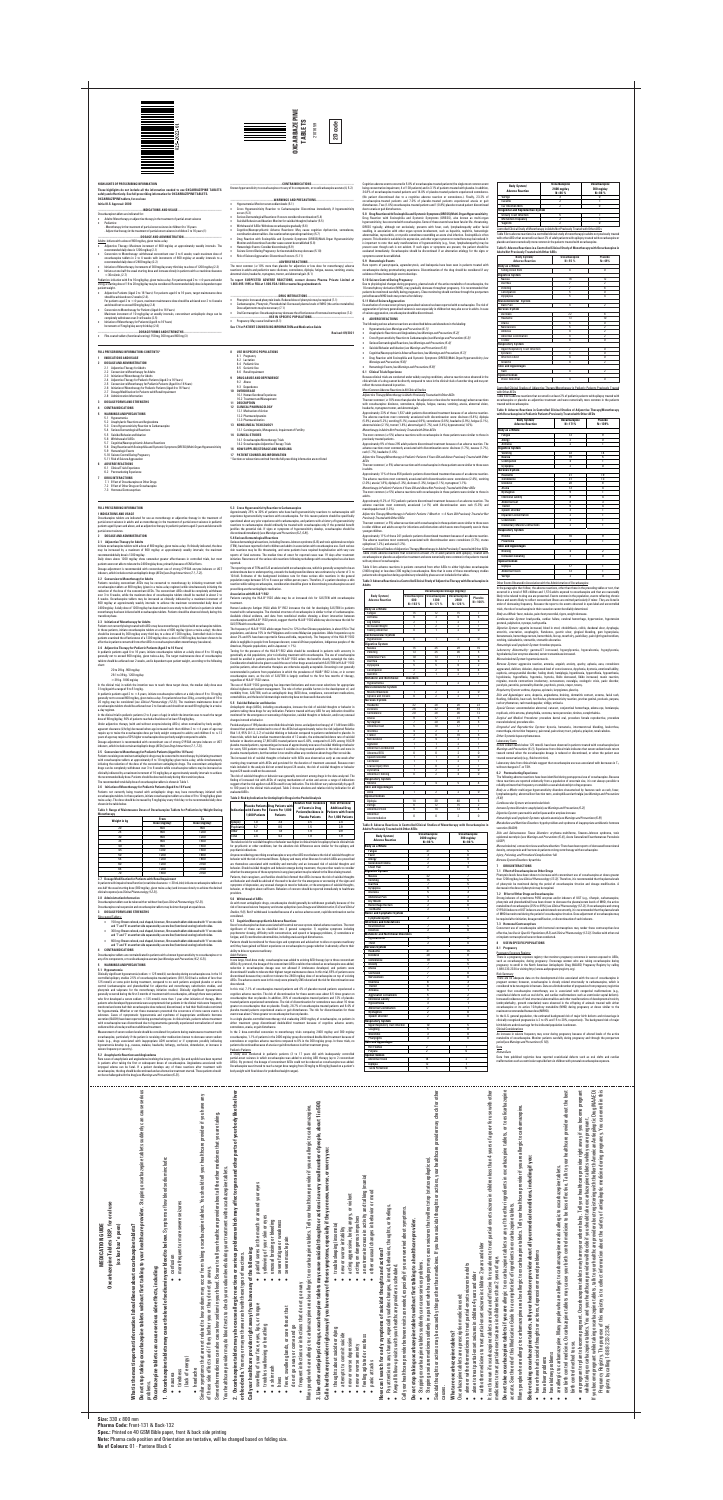OXCARBAZEPINE TABLETS

HIGHLIGHTS OF PRESCRIBING INFORMATION

FULL PRESCRIBING INFORMATION: CONTENTS*

FULL PRESCRIBING INFORMATION

MEDICATION GUIDE

**Size:** 330 x 800 mm

**Pharma Code:** Front 131 & Back 132

**Spec.:** Printed on 40 GSM Bible paper, front & back side printing

**Note:** Pharma code position and Orientation are remaining, will be changed based on folding size.

**No. of Colours:** 01 : Pantone Black C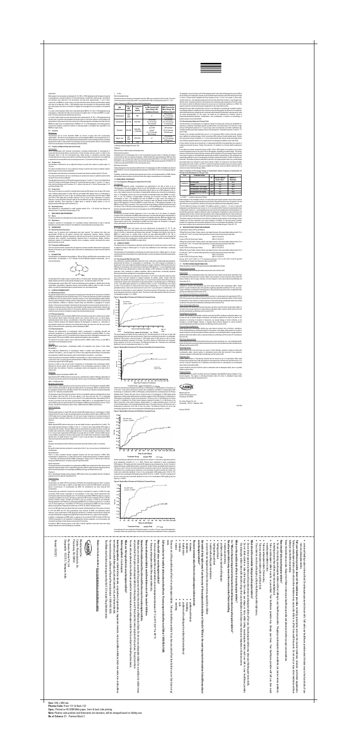**Size:** 330 x 900 mm

**Pharma Code:** Front 131 & Back 132

**Specs:** Printed on 40 GSM Bible paper, front & back side printing

**Note:** Pharma code position and Orientation are tentative, will be changed based on folding size.

**No of Colours:** 01 · Pantone Black C